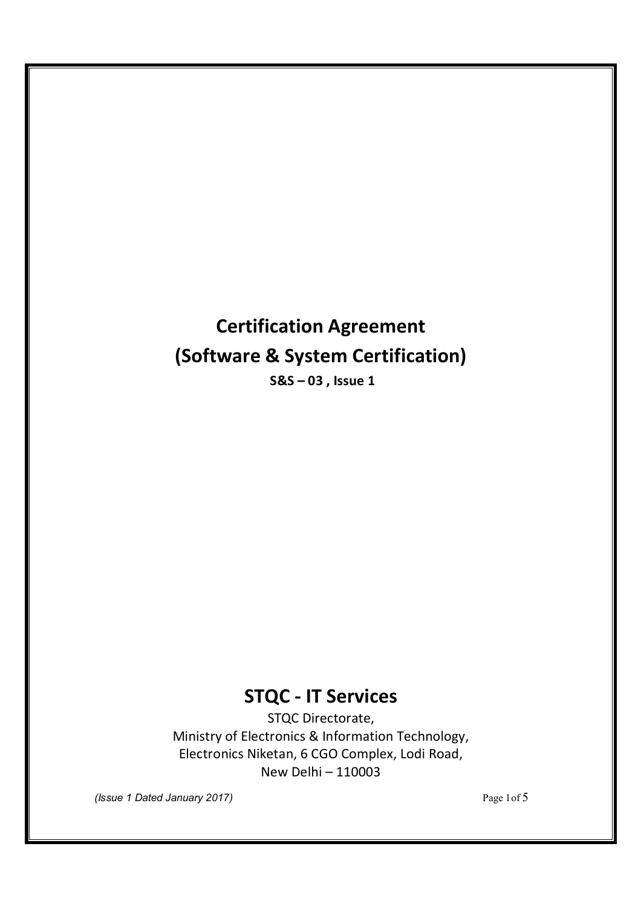# Certification Agreement
# (Software & System Certification)

**S&S – 03 , Issue 1**

## STQC - IT Services

STQC Directorate,
Ministry of Electronics & Information Technology,
Electronics Niketan, 6 CGO Complex, Lodi Road,
New Delhi – 110003

*(Issue 1 Dated January 2017)*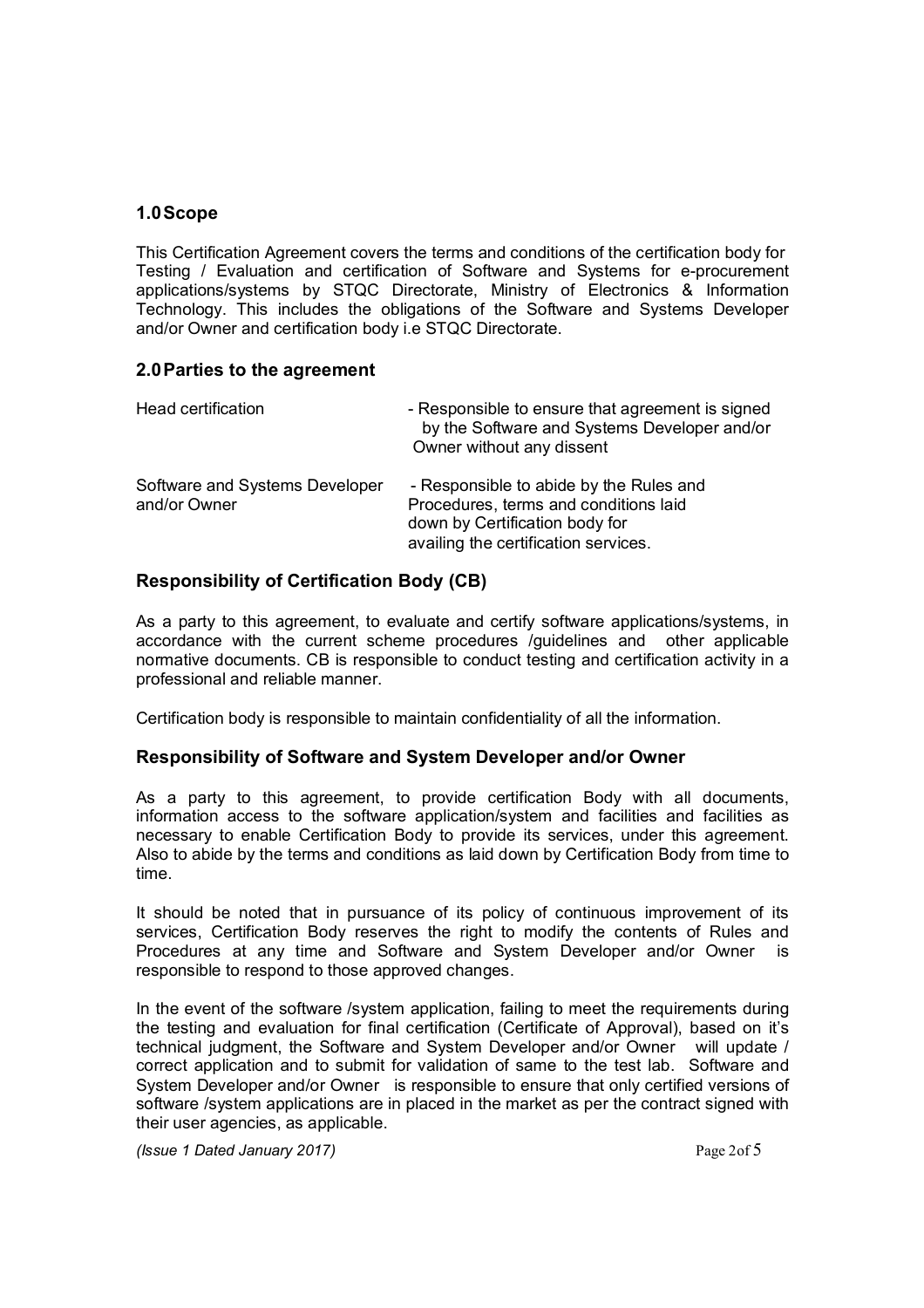## 1.0 Scope

This Certification Agreement covers the terms and conditions of the certification body for Testing / Evaluation and certification of Software and Systems for e-procurement applications/systems by STQC Directorate, Ministry of Electronics & Information Technology. This includes the obligations of the Software and Systems Developer and/or Owner and certification body i.e STQC Directorate.

## 2.0 Parties to the agreement

| | |
|---|---|
| Head certification | - Responsible to ensure that agreement is signed by the Software and Systems Developer and/or Owner without any dissent |
| Software and Systems Developer and/or Owner | - Responsible to abide by the Rules and Procedures, terms and conditions laid down by Certification body for availing the certification services. |

### Responsibility of Certification Body (CB)

As a party to this agreement, to evaluate and certify software applications/systems, in accordance with the current scheme procedures /guidelines and other applicable normative documents. CB is responsible to conduct testing and certification activity in a professional and reliable manner.

Certification body is responsible to maintain confidentiality of all the information.

### Responsibility of Software and System Developer and/or Owner

As a party to this agreement, to provide certification Body with all documents, information access to the software application/system and facilities and facilities as necessary to enable Certification Body to provide its services, under this agreement. Also to abide by the terms and conditions as laid down by Certification Body from time to time.

It should be noted that in pursuance of its policy of continuous improvement of its services, Certification Body reserves the right to modify the contents of Rules and Procedures at any time and Software and System Developer and/or Owner is responsible to respond to those approved changes.

In the event of the software /system application, failing to meet the requirements during the testing and evaluation for final certification (Certificate of Approval), based on it's technical judgment, the Software and System Developer and/or Owner will update / correct application and to submit for validation of same to the test lab. Software and System Developer and/or Owner is responsible to ensure that only certified versions of software /system applications are in placed in the market as per the contract signed with their user agencies, as applicable.

*(Issue 1 Dated January 2017)*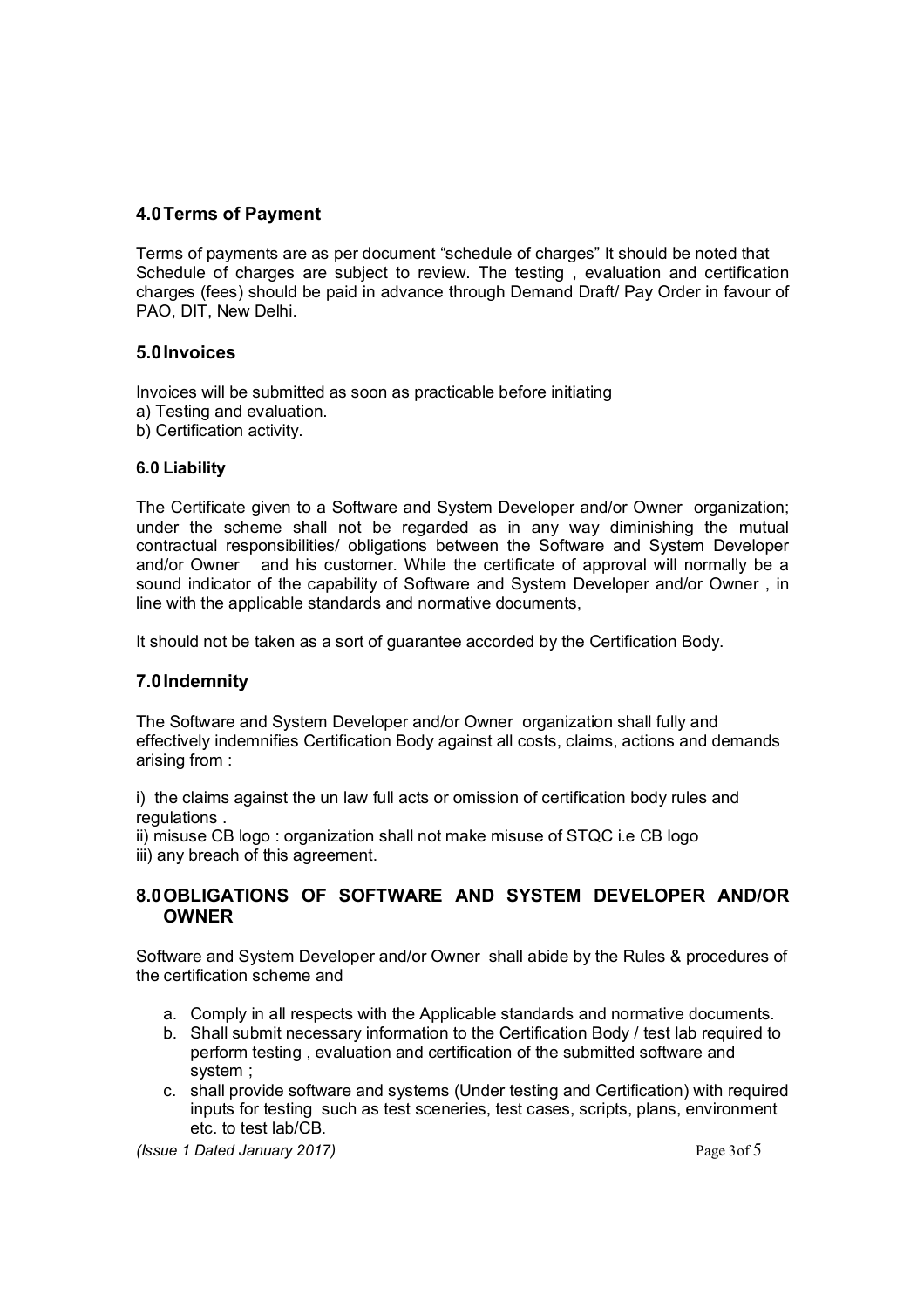## 4.0 Terms of Payment

Terms of payments are as per document “schedule of charges” It should be noted that Schedule of charges are subject to review. The testing , evaluation and certification charges (fees) should be paid in advance through Demand Draft/ Pay Order in favour of PAO, DIT, New Delhi.

## 5.0 Invoices

Invoices will be submitted as soon as practicable before initiating
a) Testing and evaluation.
b) Certification activity.

### 6.0 Liability

The Certificate given to a Software and System Developer and/or Owner organization; under the scheme shall not be regarded as in any way diminishing the mutual contractual responsibilities/ obligations between the Software and System Developer and/or Owner and his customer. While the certificate of approval will normally be a sound indicator of the capability of Software and System Developer and/or Owner , in line with the applicable standards and normative documents,

It should not be taken as a sort of guarantee accorded by the Certification Body.

## 7.0 Indemnity

The Software and System Developer and/or Owner organization shall fully and effectively indemnifies Certification Body against all costs, claims, actions and demands arising from :

i) the claims against the un law full acts or omission of certification body rules and regulations .
ii) misuse CB logo : organization shall not make misuse of STQC i.e CB logo
iii) any breach of this agreement.

## 8.0 OBLIGATIONS OF SOFTWARE AND SYSTEM DEVELOPER AND/OR OWNER

Software and System Developer and/or Owner shall abide by the Rules & procedures of the certification scheme and

a. Comply in all respects with the Applicable standards and normative documents.
b. Shall submit necessary information to the Certification Body / test lab required to perform testing , evaluation and certification of the submitted software and system ;
c. shall provide software and systems (Under testing and Certification) with required inputs for testing such as test sceneries, test cases, scripts, plans, environment etc. to test lab/CB.

*(Issue 1 Dated January 2017)*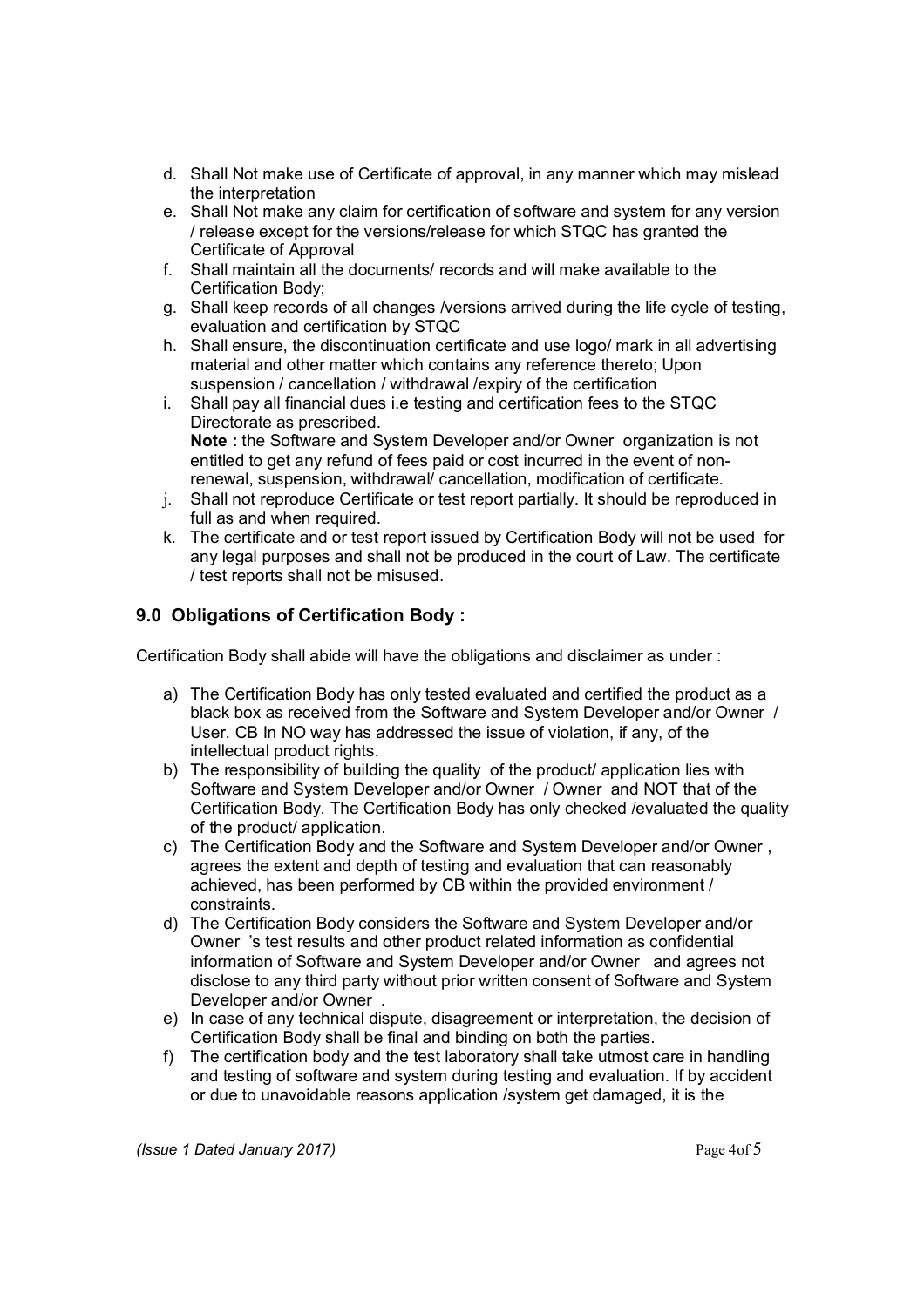d. Shall Not make use of Certificate of approval, in any manner which may mislead the interpretation
e. Shall Not make any claim for certification of software and system for any version / release except for the versions/release for which STQC has granted the Certificate of Approval
f. Shall maintain all the documents/ records and will make available to the Certification Body;
g. Shall keep records of all changes /versions arrived during the life cycle of testing, evaluation and certification by STQC
h. Shall ensure, the discontinuation certificate and use logo/ mark in all advertising material and other matter which contains any reference thereto; Upon suspension / cancellation / withdrawal /expiry of the certification
i. Shall pay all financial dues i.e testing and certification fees to the STQC Directorate as prescribed.
   **Note :** the Software and System Developer and/or Owner organization is not entitled to get any refund of fees paid or cost incurred in the event of non-renewal, suspension, withdrawal/ cancellation, modification of certificate.
j. Shall not reproduce Certificate or test report partially. It should be reproduced in full as and when required.
k. The certificate and or test report issued by Certification Body will not be used for any legal purposes and shall not be produced in the court of Law. The certificate / test reports shall not be misused.

## 9.0 Obligations of Certification Body :

Certification Body shall abide will have the obligations and disclaimer as under :

a) The Certification Body has only tested evaluated and certified the product as a black box as received from the Software and System Developer and/or Owner / User. CB In NO way has addressed the issue of violation, if any, of the intellectual product rights.
b) The responsibility of building the quality of the product/ application lies with Software and System Developer and/or Owner / Owner and NOT that of the Certification Body. The Certification Body has only checked /evaluated the quality of the product/ application.
c) The Certification Body and the Software and System Developer and/or Owner , agrees the extent and depth of testing and evaluation that can reasonably achieved, has been performed by CB within the provided environment / constraints.
d) The Certification Body considers the Software and System Developer and/or Owner 's test results and other product related information as confidential information of Software and System Developer and/or Owner and agrees not disclose to any third party without prior written consent of Software and System Developer and/or Owner .
e) In case of any technical dispute, disagreement or interpretation, the decision of Certification Body shall be final and binding on both the parties.
f) The certification body and the test laboratory shall take utmost care in handling and testing of software and system during testing and evaluation. If by accident or due to unavoidable reasons application /system get damaged, it is the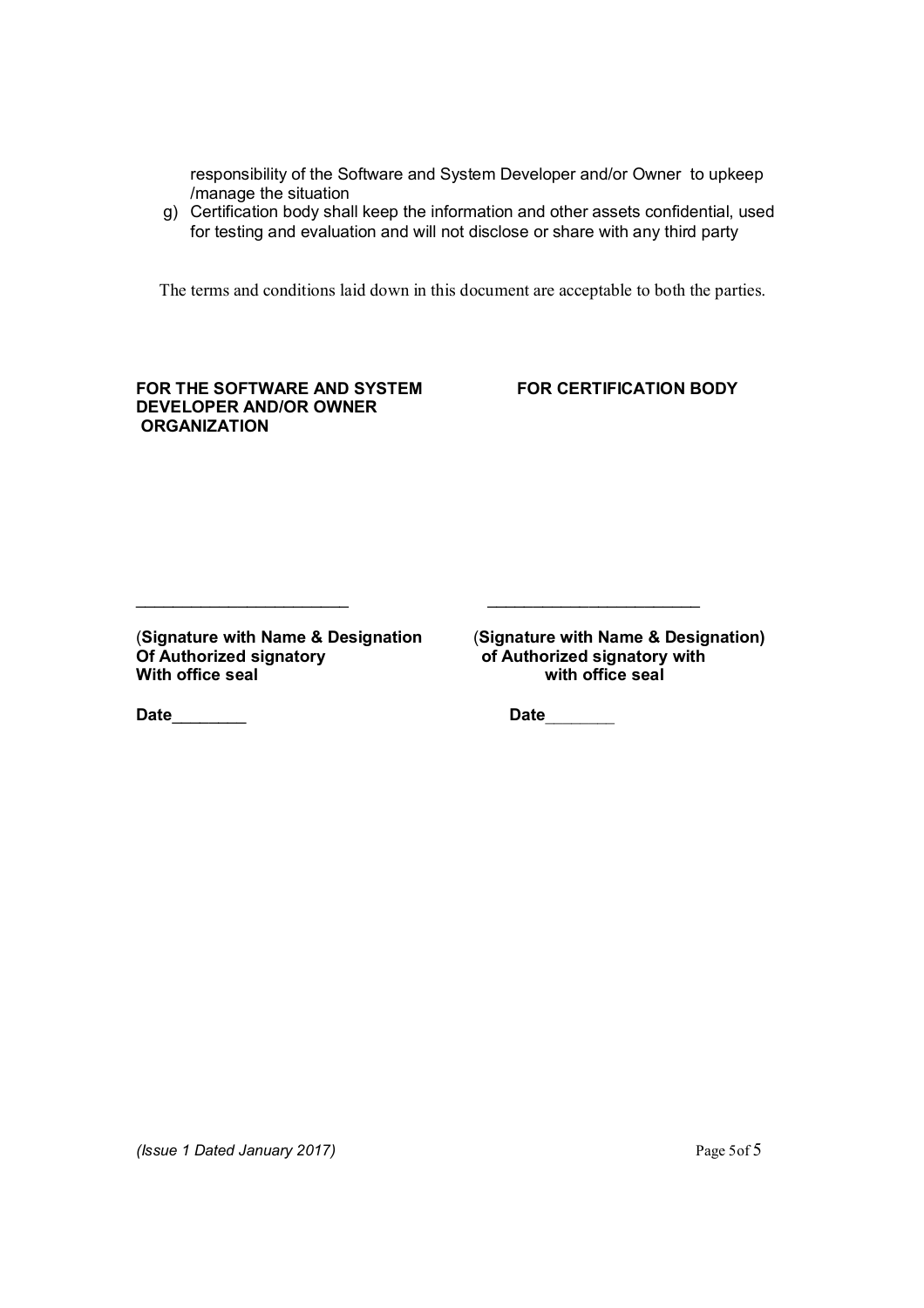responsibility of the Software and System Developer and/or Owner to upkeep /manage the situation

g) Certification body shall keep the information and other assets confidential, used for testing and evaluation and will not disclose or share with any third party

The terms and conditions laid down in this document are acceptable to both the parties.

| | |
|---|---|
| **FOR THE SOFTWARE AND SYSTEM DEVELOPER AND/OR OWNER ORGANIZATION** | **FOR CERTIFICATION BODY** |
| _______________________ | _______________________ |
| (**Signature with Name & Designation Of Authorized signatory With office seal** | (**Signature with Name & Designation) of Authorized signatory with with office seal** |
| **Date**________ | **Date**_______ |

*(Issue 1 Dated January 2017)*